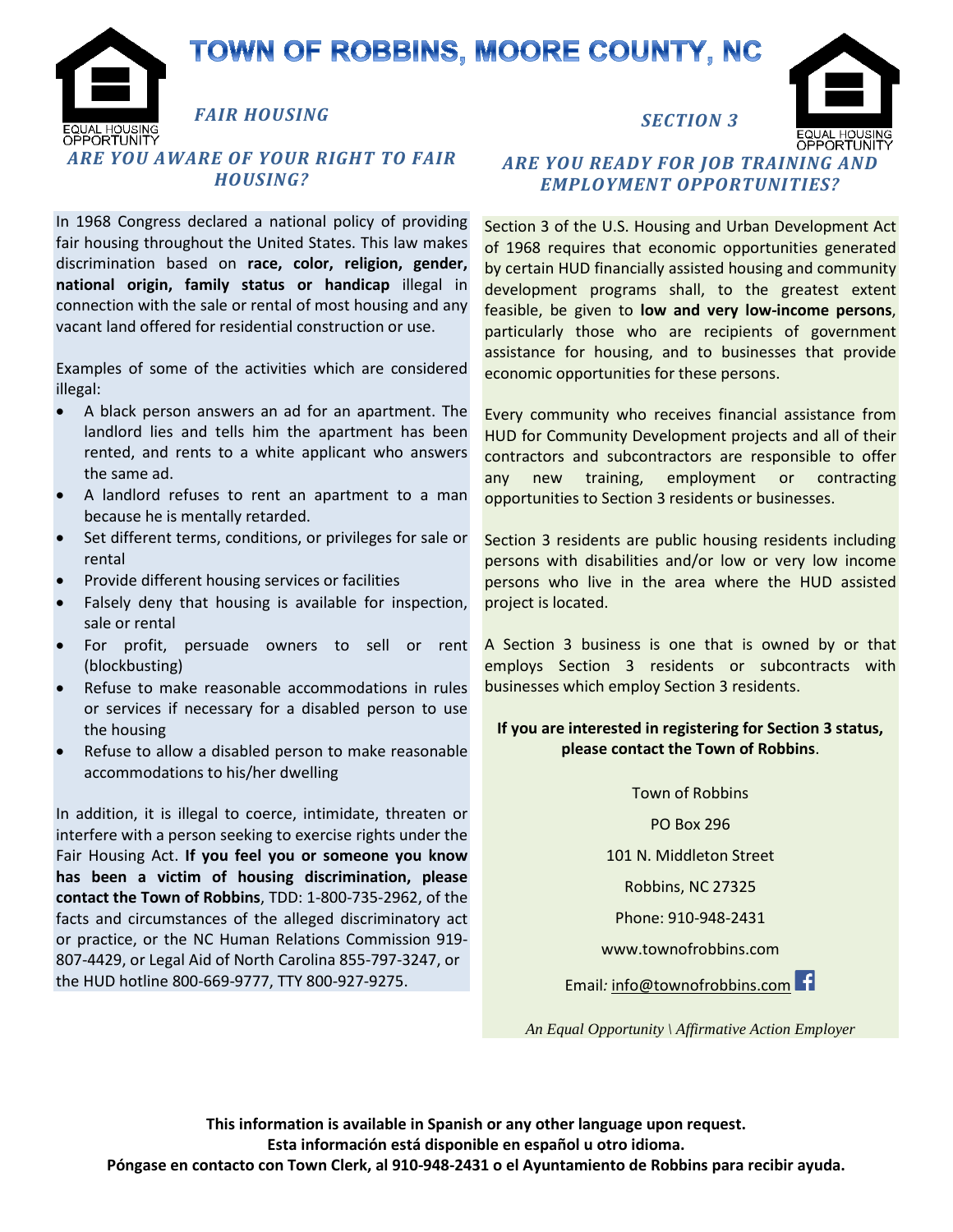# TOWN OF ROBBINS, MOORE COUNTY, NC

## *FAIR HOUSING*

### *ARE YOU AWARE OF YOUR RIGHT TO FAIR HOUSING?*

In 1968 Congress declared a national policy of providing fair housing throughout the United States. This law makes discrimination based on **race, color, religion, gender, national origin, family status or handicap** illegal in connection with the sale or rental of most housing and any vacant land offered for residential construction or use.

Examples of some of the activities which are considered illegal:

- A black person answers an ad for an apartment. The landlord lies and tells him the apartment has been rented, and rents to a white applicant who answers the same ad.
- A landlord refuses to rent an apartment to a man because he is mentally retarded.
- Set different terms, conditions, or privileges for sale or rental
- Provide different housing services or facilities
- Falsely deny that housing is available for inspection, sale or rental
- For profit, persuade owners to sell or rent (blockbusting)
- Refuse to make reasonable accommodations in rules or services if necessary for a disabled person to use the housing
- Refuse to allow a disabled person to make reasonable accommodations to his/her dwelling

In addition, it is illegal to coerce, intimidate, threaten or interfere with a person seeking to exercise rights under the Fair Housing Act. **If you feel you or someone you know has been a victim of housing discrimination, please contact the Town of Robbins**, TDD: 1-800-735-2962, of the facts and circumstances of the alleged discriminatory act or practice, or the NC Human Relations Commission 919-807-4429, or Legal Aid of North Carolina 855-797-3247, or the HUD hotline 800-669-9777, TTY 800-927-9275.

## *SECTION 3*

### *ARE YOU READY FOR JOB TRAINING AND EMPLOYMENT OPPORTUNITIES?*

Section 3 of the U.S. Housing and Urban Development Act of 1968 requires that economic opportunities generated by certain HUD financially assisted housing and community development programs shall, to the greatest extent feasible, be given to **low and very low-income persons**, particularly those who are recipients of government assistance for housing, and to businesses that provide economic opportunities for these persons.

Every community who receives financial assistance from HUD for Community Development projects and all of their contractors and subcontractors are responsible to offer any new training, employment or contracting opportunities to Section 3 residents or businesses.

Section 3 residents are public housing residents including persons with disabilities and/or low or very low income persons who live in the area where the HUD assisted project is located.

A Section 3 business is one that is owned by or that employs Section 3 residents or subcontracts with businesses which employ Section 3 residents.

**If you are interested in registering for Section 3 status, please contact the Town of Robbins**.

Town of Robbins

PO Box 296

101 N. Middleton Street

Robbins, NC 27325

Phone: 910-948-2431

www.townofrobbins.com

Email*:* info@townofrobbins.com

*An Equal Opportunity \ Affirmative Action Employer*

**This information is available in Spanish or any other language upon request.**
**Esta información está disponible en español u otro idioma.**
**Póngase en contacto con Town Clerk, al 910-948-2431 o el Ayuntamiento de Robbins para recibir ayuda.**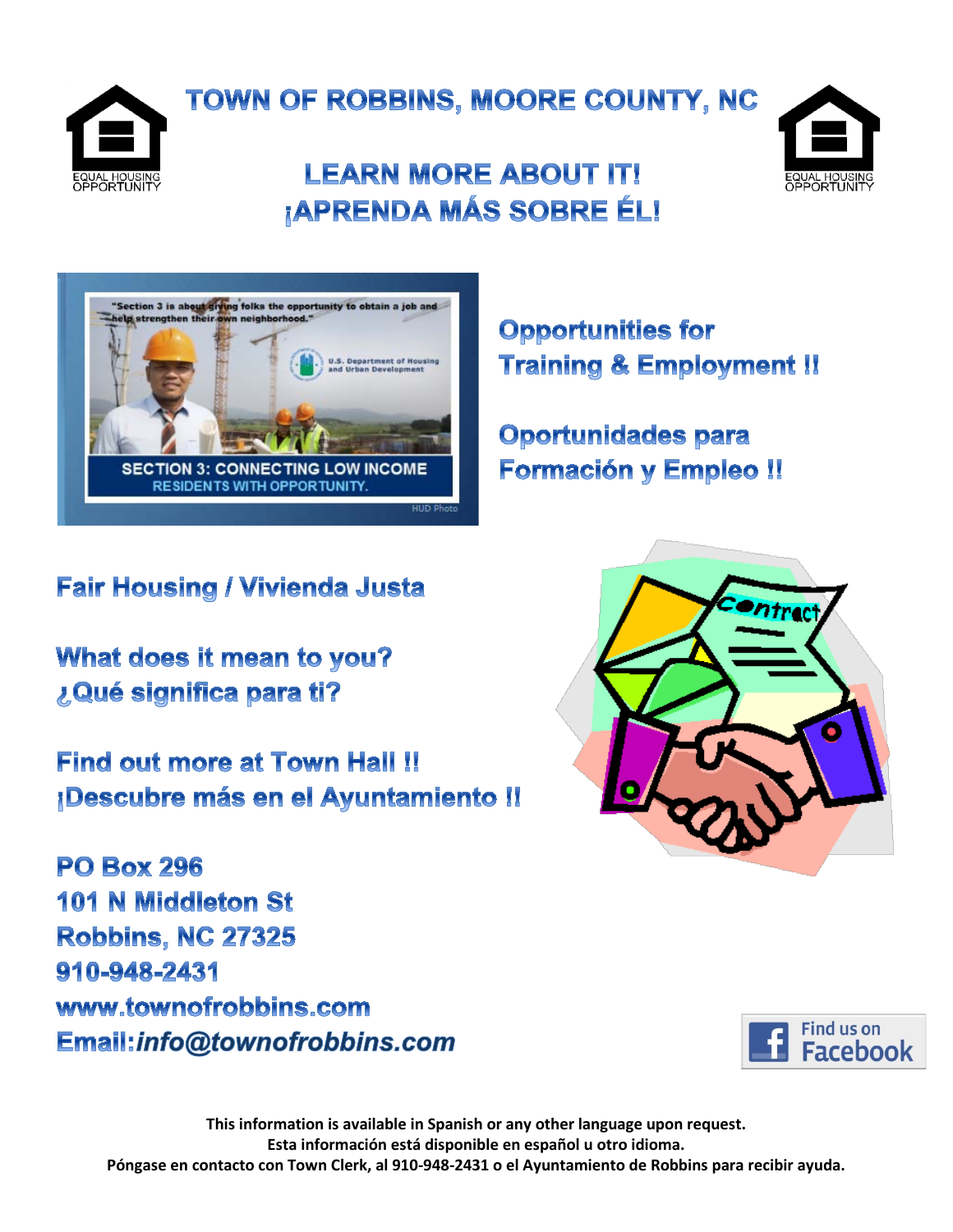# TOWN OF ROBBINS, MOORE COUNTY, NC

## LEARN MORE ABOUT IT!
## ¡APRENDA MÁS SOBRE ÉL!

**Opportunities for Training & Employment !!**

**Oportunidades para Formación y Empleo !!**

**Fair Housing / Vivienda Justa**

**What does it mean to you?**
**¿Qué significa para ti?**

**Find out more at Town Hall !!**
**¡Descubre más en el Ayuntamiento !!**

**PO Box 296**
**101 N Middleton St**
**Robbins, NC 27325**
**910-948-2431**
**www.townofrobbins.com**
**Email:*info@townofrobbins.com***

**This information is available in Spanish or any other language upon request.**
**Esta información está disponible en español u otro idioma.**
**Póngase en contacto con Town Clerk, al 910-948-2431 o el Ayuntamiento de Robbins para recibir ayuda.**